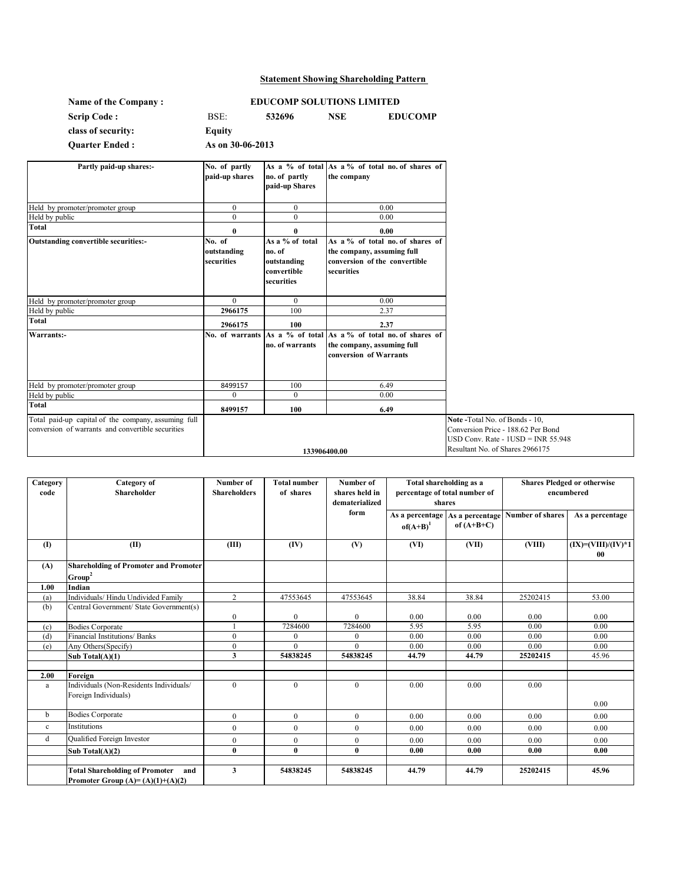## Statement Showing Shareholding Pattern

| | | | | |
|---|---|---|---|---|
| **Name of the Company :** | **EDUCOMP SOLUTIONS LIMITED** | | | |
| **Scrip Code :** | BSE: | **532696** | **NSE** | **EDUCOMP** |
| **class of security:** | **Equity** | | | |
| **Quarter Ended :** | **As on 30-06-2013** | | | |

| Partly paid-up shares:- | No. of partly paid-up shares | As a % of total no. of partly paid-up Shares | As a % of total no. of shares of the company |
|---|---|---|---|
| Held by promoter/promoter group | 0 | 0 | 0.00 |
| Held by public | 0 | 0 | 0.00 |
| **Total** | **0** | **0** | **0.00** |
| **Outstanding convertible securities:-** | **No. of outstanding securities** | **As a % of total no. of outstanding convertible securities** | **As a % of total no. of shares of the company, assuming full conversion of the convertible securities** |
| Held by promoter/promoter group | 0 | 0 | 0.00 |
| Held by public | **2966175** | 100 | 2.37 |
| **Total** | **2966175** | **100** | **2.37** |
| **Warrants:-** | **No. of warrants** | **As a % of total no. of warrants** | **As a % of total no. of shares of the company, assuming full conversion of Warrants** |
| Held by promoter/promoter group | 8499157 | 100 | 6.49 |
| Held by public | 0 | 0 | 0.00 |
| **Total** | **8499157** | **100** | **6.49** |
| Total paid-up capital of the company, assuming full conversion of warrants and convertible securities | **133906400.00** | | |

**Note -**Total No. of Bonds - 10,
Conversion Price - 188.62 Per Bond
USD Conv. Rate - 1USD = INR 55.948
Resultant No. of Shares 2966175

| Category code | Category of Shareholder | Number of Shareholders | Total number of shares | Number of shares held in dematerialized form | Total shareholding as a percentage of total number of shares | | Shares Pledged or otherwise encumbered | |
|---|---|---|---|---|---|---|---|---|
| | | | | | As a percentage of(A+B)[1] | As a percentage of (A+B+C) | Number of shares | As a percentage |
| **(I)** | **(II)** | **(III)** | **(IV)** | **(V)** | **(VI)** | **(VII)** | **(VIII)** | **(IX)=(VIII)/(IV)*100** |
| **(A)** | **Shareholding of Promoter and Promoter Group[2]** | | | | | | | |
| **1.00** | **Indian** | | | | | | | |
| (a) | Individuals/ Hindu Undivided Family | 2 | 47553645 | 47553645 | 38.84 | 38.84 | 25202415 | 53.00 |
| (b) | Central Government/ State Government(s) | 0 | 0 | 0 | 0.00 | 0.00 | 0.00 | 0.00 |
| (c) | Bodies Corporate | 1 | 7284600 | 7284600 | 5.95 | 5.95 | 0.00 | 0.00 |
| (d) | Financial Institutions/ Banks | 0 | 0 | 0 | 0.00 | 0.00 | 0.00 | 0.00 |
| (e) | Any Others(Specify) | 0 | 0 | 0 | 0.00 | 0.00 | 0.00 | 0.00 |
| | **Sub Total(A)(1)** | **3** | **54838245** | **54838245** | **44.79** | **44.79** | **25202415** | 45.96 |
| | | | | | | | | |
| **2.00** | **Foreign** | | | | | | | |
| a | Individuals (Non-Residents Individuals/ Foreign Individuals) | 0 | 0 | 0 | 0.00 | 0.00 | 0.00 | 0.00 |
| b | Bodies Corporate | 0 | 0 | 0 | 0.00 | 0.00 | 0.00 | 0.00 |
| c | Institutions | 0 | 0 | 0 | 0.00 | 0.00 | 0.00 | 0.00 |
| d | Qualified Foreign Investor | 0 | 0 | 0 | 0.00 | 0.00 | 0.00 | 0.00 |
| | **Sub Total(A)(2)** | **0** | **0** | **0** | **0.00** | **0.00** | **0.00** | **0.00** |
| | | | | | | | | |
| | **Total Shareholding of Promoter and Promoter Group (A)= (A)(1)+(A)(2)** | **3** | **54838245** | **54838245** | **44.79** | **44.79** | **25202415** | **45.96** |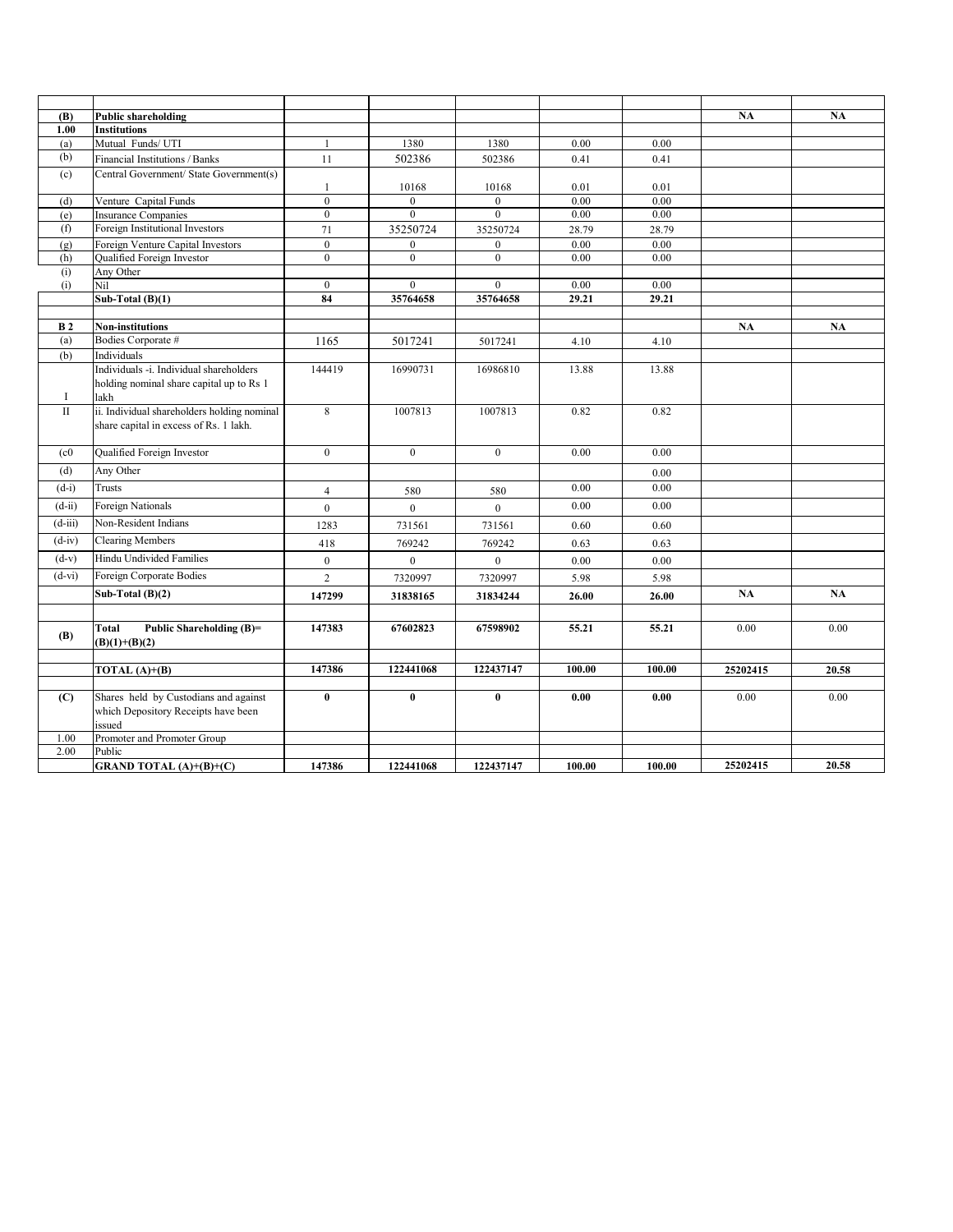| | | | | | | | | |
|---|---|---|---|---|---|---|---|---|
| **(B)** | **Public shareholding** | | | | | | **NA** | **NA** |
| **1.00** | **Institutions** | | | | | | | |
| (a) | Mutual Funds/ UTI | 1 | 1380 | 1380 | 0.00 | 0.00 | | |
| (b) | Financial Institutions / Banks | 11 | 502386 | 502386 | 0.41 | 0.41 | | |
| (c) | Central Government/ State Government(s) | 1 | 10168 | 10168 | 0.01 | 0.01 | | |
| (d) | Venture Capital Funds | 0 | 0 | 0 | 0.00 | 0.00 | | |
| (e) | Insurance Companies | 0 | 0 | 0 | 0.00 | 0.00 | | |
| (f) | Foreign Institutional Investors | 71 | 35250724 | 35250724 | 28.79 | 28.79 | | |
| (g) | Foreign Venture Capital Investors | 0 | 0 | 0 | 0.00 | 0.00 | | |
| (h) | Qualified Foreign Investor | 0 | 0 | 0 | 0.00 | 0.00 | | |
| (i) | Any Other | | | | | | | |
| (i) | Nil | 0 | 0 | 0 | 0.00 | 0.00 | | |
| | **Sub-Total (B)(1)** | **84** | **35764658** | **35764658** | **29.21** | **29.21** | | |
| | | | | | | | | |
| **B 2** | **Non-institutions** | | | | | | **NA** | **NA** |
| (a) | Bodies Corporate # | 1165 | 5017241 | 5017241 | 4.10 | 4.10 | | |
| (b) | Individuals | | | | | | | |
| I | Individuals -i. Individual shareholders holding nominal share capital up to Rs 1 lakh | 144419 | 16990731 | 16986810 | 13.88 | 13.88 | | |
| II | ii. Individual shareholders holding nominal share capital in excess of Rs. 1 lakh. | 8 | 1007813 | 1007813 | 0.82 | 0.82 | | |
| (c0 | Qualified Foreign Investor | 0 | 0 | 0 | 0.00 | 0.00 | | |
| (d) | Any Other | | | | | 0.00 | | |
| (d-i) | Trusts | 4 | 580 | 580 | 0.00 | 0.00 | | |
| (d-ii) | Foreign Nationals | 0 | 0 | 0 | 0.00 | 0.00 | | |
| (d-iii) | Non-Resident Indians | 1283 | 731561 | 731561 | 0.60 | 0.60 | | |
| (d-iv) | Clearing Members | 418 | 769242 | 769242 | 0.63 | 0.63 | | |
| (d-v) | Hindu Undivided Families | 0 | 0 | 0 | 0.00 | 0.00 | | |
| (d-vi) | Foreign Corporate Bodies | 2 | 7320997 | 7320997 | 5.98 | 5.98 | | |
| | **Sub-Total (B)(2)** | **147299** | **31838165** | **31834244** | **26.00** | **26.00** | **NA** | **NA** |
| | | | | | | | | |
| **(B)** | **Total Public Shareholding (B)= (B)(1)+(B)(2)** | **147383** | **67602823** | **67598902** | **55.21** | **55.21** | 0.00 | 0.00 |
| | | | | | | | | |
| | **TOTAL (A)+(B)** | **147386** | **122441068** | **122437147** | **100.00** | **100.00** | **25202415** | **20.58** |
| | | | | | | | | |
| **(C)** | Shares held by Custodians and against which Depository Receipts have been issued | **0** | **0** | **0** | **0.00** | **0.00** | 0.00 | 0.00 |
| 1.00 | Promoter and Promoter Group | | | | | | | |
| 2.00 | Public | | | | | | | |
| | **GRAND TOTAL (A)+(B)+(C)** | **147386** | **122441068** | **122437147** | **100.00** | **100.00** | **25202415** | **20.58** |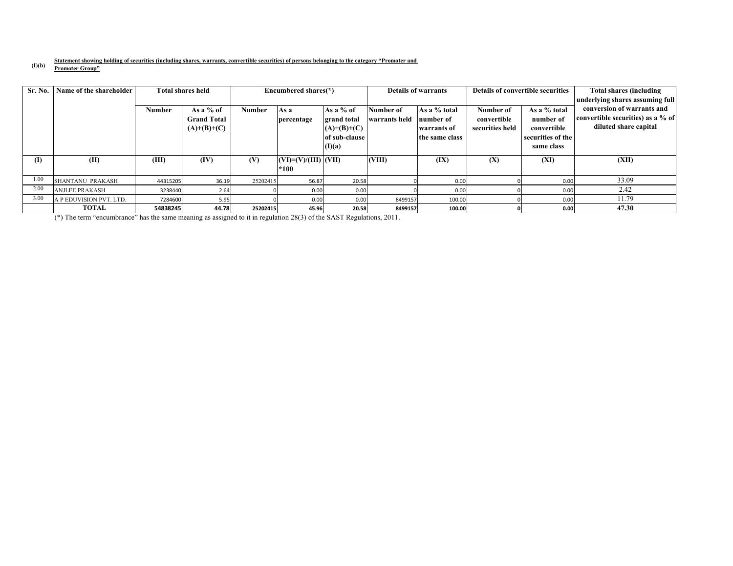**(I)(b)** **Statement showing holding of securities (including shares, warrants, convertible securities) of persons belonging to the category "Promoter and Promoter Group"**

| Sr. No. | Name of the shareholder | Total shares held | | Encumbered shares(*) | | | Details of warrants | | Details of convertible securities | | Total shares (including underlying shares assuming full conversion of warrants and convertible securities) as a % of diluted share capital |
|---|---|---|---|---|---|---|---|---|---|---|---|
| | | Number | As a % of Grand Total (A)+(B)+(C) | Number | As a percentage | As a % of grand total (A)+(B)+(C) of sub-clause (I)(a) | Number of warrants held | As a % total number of warrants of the same class | Number of convertible securities held | As a % total number of convertible securities of the same class | |
| (I) | (II) | (III) | (IV) | (V) | (VI)=(V)/(III)*100 | (VII) | (VIII) | (IX) | (X) | (XI) | (XII) |
| 1.00 | SHANTANU PRAKASH | 44315205 | 36.19 | 25202415 | 56.87 | 20.58 | 0 | 0.00 | 0 | 0.00 | 33.09 |
| 2.00 | ANJLEE PRAKASH | 3238440 | 2.64 | 0 | 0.00 | 0.00 | 0 | 0.00 | 0 | 0.00 | 2.42 |
| 3.00 | A P EDUVISION PVT. LTD. | 7284600 | 5.95 | 0 | 0.00 | 0.00 | 8499157 | 100.00 | 0 | 0.00 | 11.79 |
| | **TOTAL** | **54838245** | **44.78** | **25202415** | **45.96** | **20.58** | **8499157** | **100.00** | **0** | **0.00** | **47.30** |

(*) The term "encumbrance" has the same meaning as assigned to it in regulation 28(3) of the SAST Regulations, 2011.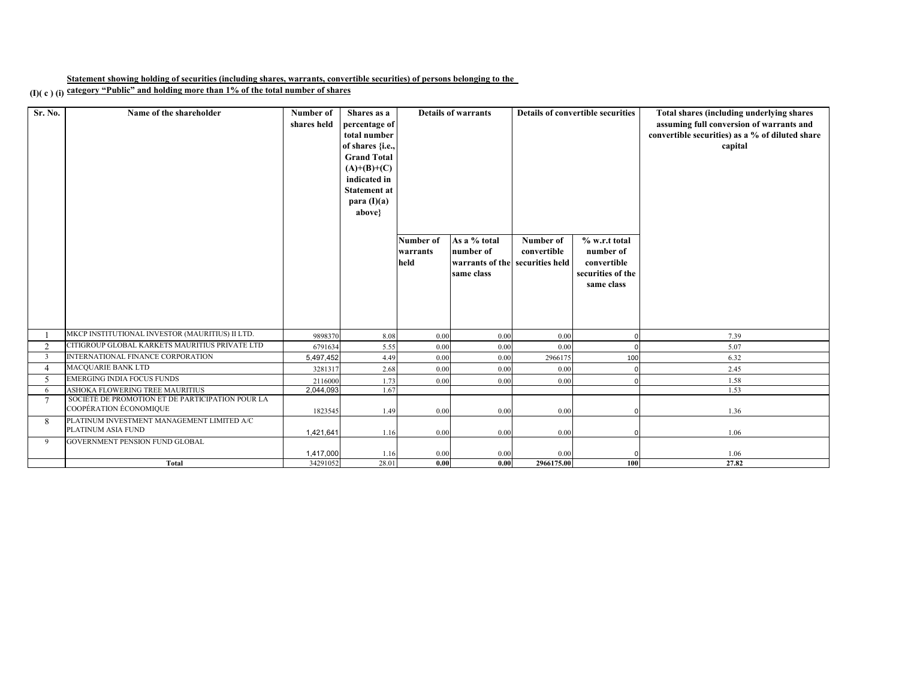**(I)( c ) (i) Statement showing holding of securities (including shares, warrants, convertible securities) of persons belonging to the category "Public" and holding more than 1% of the total number of shares**

| Sr. No. | Name of the shareholder | Number of shares held | Shares as a percentage of total number of shares {i.e., Grand Total (A)+(B)+(C) indicated in Statement at para (I)(a) above} | Details of warrants | | Details of convertible securities | | Total shares (including underlying shares assuming full conversion of warrants and convertible securities) as a % of diluted share capital |
|---|---|---|---|---|---|---|---|---|
| | | | | Number of warrants held | As a % total number of warrants of the same class | Number of convertible securities held | % w.r.t total number of convertible securities of the same class | |
| 1 | MKCP INSTITUTIONAL INVESTOR (MAURITIUS) II LTD. | 9898370 | 8.08 | 0.00 | 0.00 | 0.00 | 0 | 7.39 |
| 2 | CITIGROUP GLOBAL KARKETS MAURITIUS PRIVATE LTD | 6791634 | 5.55 | 0.00 | 0.00 | 0.00 | 0 | 5.07 |
| 3 | INTERNATIONAL FINANCE CORPORATION | 5,497,452 | 4.49 | 0.00 | 0.00 | 2966175 | 100 | 6.32 |
| 4 | MACQUARIE BANK LTD | 3281317 | 2.68 | 0.00 | 0.00 | 0.00 | 0 | 2.45 |
| 5 | EMERGING INDIA FOCUS FUNDS | 2116000 | 1.73 | 0.00 | 0.00 | 0.00 | 0 | 1.58 |
| 6 | ASHOKA FLOWERING TREE MAURITIUS | 2,044,093 | 1.67 | | | | | 1.53 |
| 7 | SOCIÉTÉ DE PROMOTION ET DE PARTICIPATION POUR LA COOPÉRATION ÉCONOMIQUE | 1823545 | 1.49 | 0.00 | 0.00 | 0.00 | 0 | 1.36 |
| 8 | PLATINUM INVESTMENT MANAGEMENT LIMITED A/C PLATINUM ASIA FUND | 1,421,641 | 1.16 | 0.00 | 0.00 | 0.00 | 0 | 1.06 |
| 9 | GOVERNMENT PENSION FUND GLOBAL | 1,417,000 | 1.16 | 0.00 | 0.00 | 0.00 | 0 | 1.06 |
| | **Total** | 34291052 | 28.01 | **0.00** | **0.00** | **2966175.00** | **100** | **27.82** |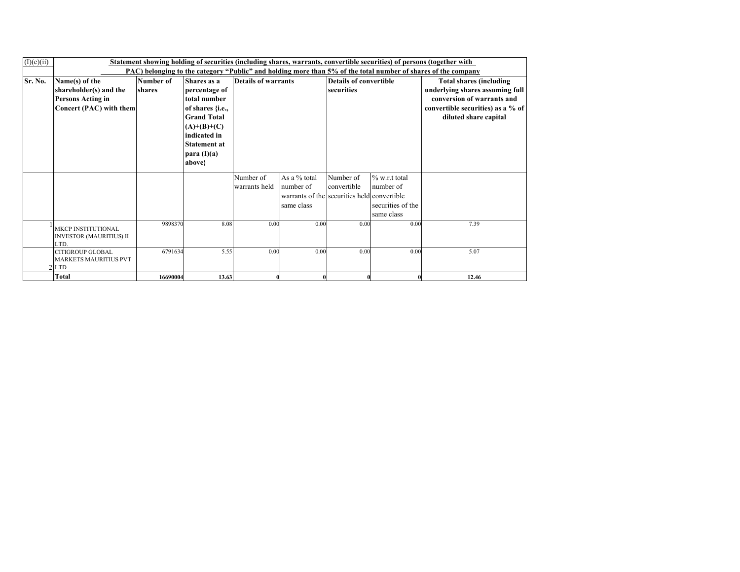| (I)(c)(ii) | Statement showing holding of securities (including shares, warrants, convertible securities) of persons (together with PAC) belonging to the category "Public" and holding more than 5% of the total number of shares of the company | | | | | | | |
|---|---|---|---|---|---|---|---|---|
| Sr. No. | Name(s) of the shareholder(s) and the Persons Acting in Concert (PAC) with them | Number of shares | Shares as a percentage of total number of shares {i.e., Grand Total (A)+(B)+(C) indicated in Statement at para (I)(a) above} | Details of warrants | | Details of convertible securities | | Total shares (including underlying shares assuming full conversion of warrants and convertible securities) as a % of diluted share capital |
| | | | | Number of warrants held | As a % total number of warrants of the same class | Number of convertible securities held | % w.r.t total number of convertible securities of the same class | |
| 1 | MKCP INSTITUTIONAL INVESTOR (MAURITIUS) II LTD. | 9898370 | 8.08 | 0.00 | 0.00 | 0.00 | 0.00 | 7.39 |
| 2 | CITIGROUP GLOBAL MARKETS MAURITIUS PVT LTD | 6791634 | 5.55 | 0.00 | 0.00 | 0.00 | 0.00 | 5.07 |
| | **Total** | **16690004** | **13.63** | **0** | **0** | **0** | **0** | **12.46** |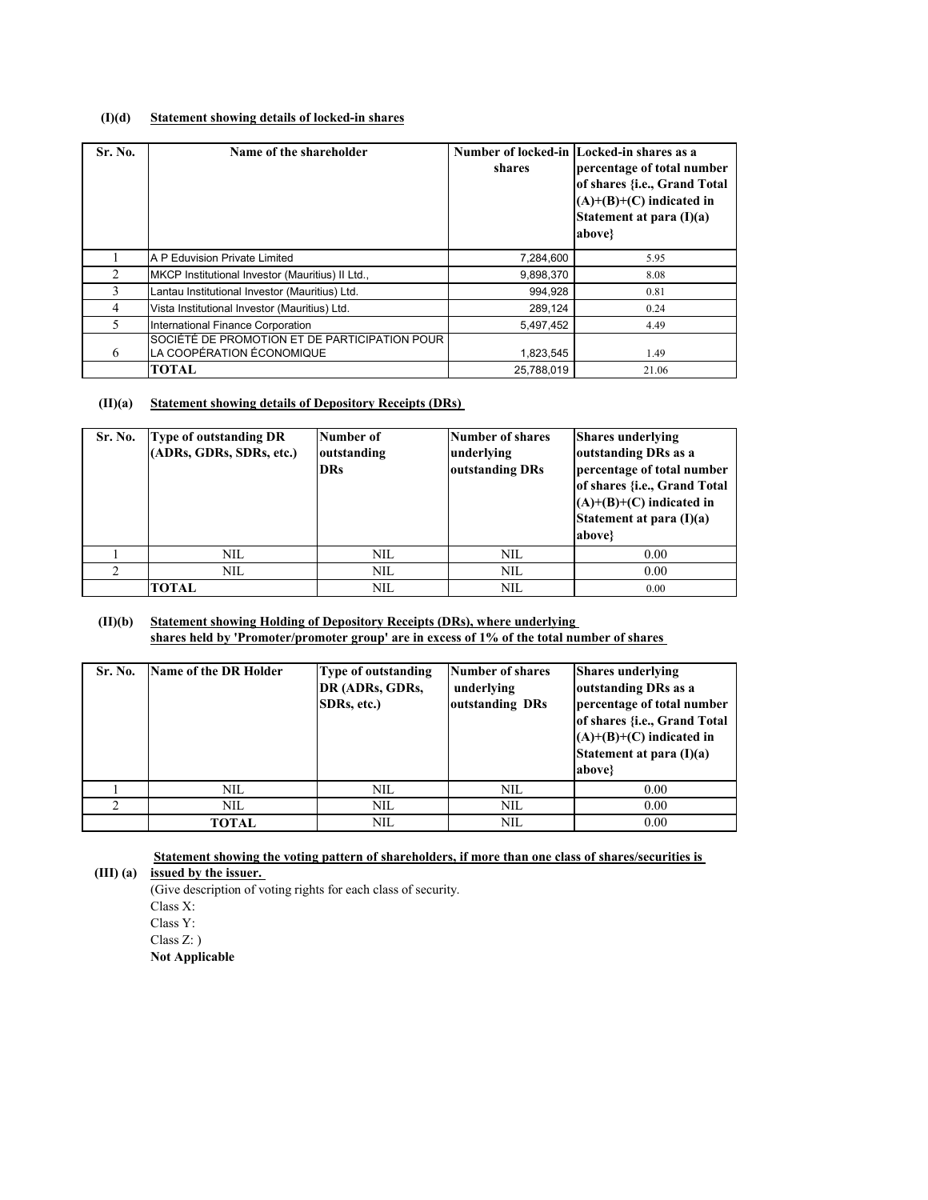**(I)(d) Statement showing details of locked-in shares**

| Sr. No. | Name of the shareholder | Number of locked-in shares | Locked-in shares as a percentage of total number of shares {i.e., Grand Total (A)+(B)+(C) indicated in Statement at para (I)(a) above} |
|---|---|---|---|
| 1 | A P Eduvision Private Limited | 7,284,600 | 5.95 |
| 2 | MKCP Institutional Investor (Mauritius) II Ltd., | 9,898,370 | 8.08 |
| 3 | Lantau Institutional Investor (Mauritius) Ltd. | 994,928 | 0.81 |
| 4 | Vista Institutional Investor (Mauritius) Ltd. | 289,124 | 0.24 |
| 5 | International Finance Corporation | 5,497,452 | 4.49 |
| 6 | SOCIÉTÉ DE PROMOTION ET DE PARTICIPATION POUR LA COOPÉRATION ÉCONOMIQUE | 1,823,545 | 1.49 |
| | **TOTAL** | 25,788,019 | 21.06 |

**(II)(a) Statement showing details of Depository Receipts (DRs)**

| Sr. No. | Type of outstanding DR (ADRs, GDRs, SDRs, etc.) | Number of outstanding DRs | Number of shares underlying outstanding DRs | Shares underlying outstanding DRs as a percentage of total number of shares {i.e., Grand Total (A)+(B)+(C) indicated in Statement at para (I)(a) above} |
|---|---|---|---|---|
| 1 | NIL | NIL | NIL | 0.00 |
| 2 | NIL | NIL | NIL | 0.00 |
| | **TOTAL** | NIL | NIL | 0.00 |

**(II)(b) Statement showing Holding of Depository Receipts (DRs), where underlying shares held by 'Promoter/promoter group' are in excess of 1% of the total number of shares**

| Sr. No. | Name of the DR Holder | Type of outstanding DR (ADRs, GDRs, SDRs, etc.) | Number of shares underlying outstanding DRs | Shares underlying outstanding DRs as a percentage of total number of shares {i.e., Grand Total (A)+(B)+(C) indicated in Statement at para (I)(a) above} |
|---|---|---|---|---|
| 1 | NIL | NIL | NIL | 0.00 |
| 2 | NIL | NIL | NIL | 0.00 |
| | **TOTAL** | NIL | NIL | 0.00 |

**(III) (a) Statement showing the voting pattern of shareholders, if more than one class of shares/securities is issued by the issuer.**

(Give description of voting rights for each class of security.

Class X:

Class Y:

Class Z: )

**Not Applicable**